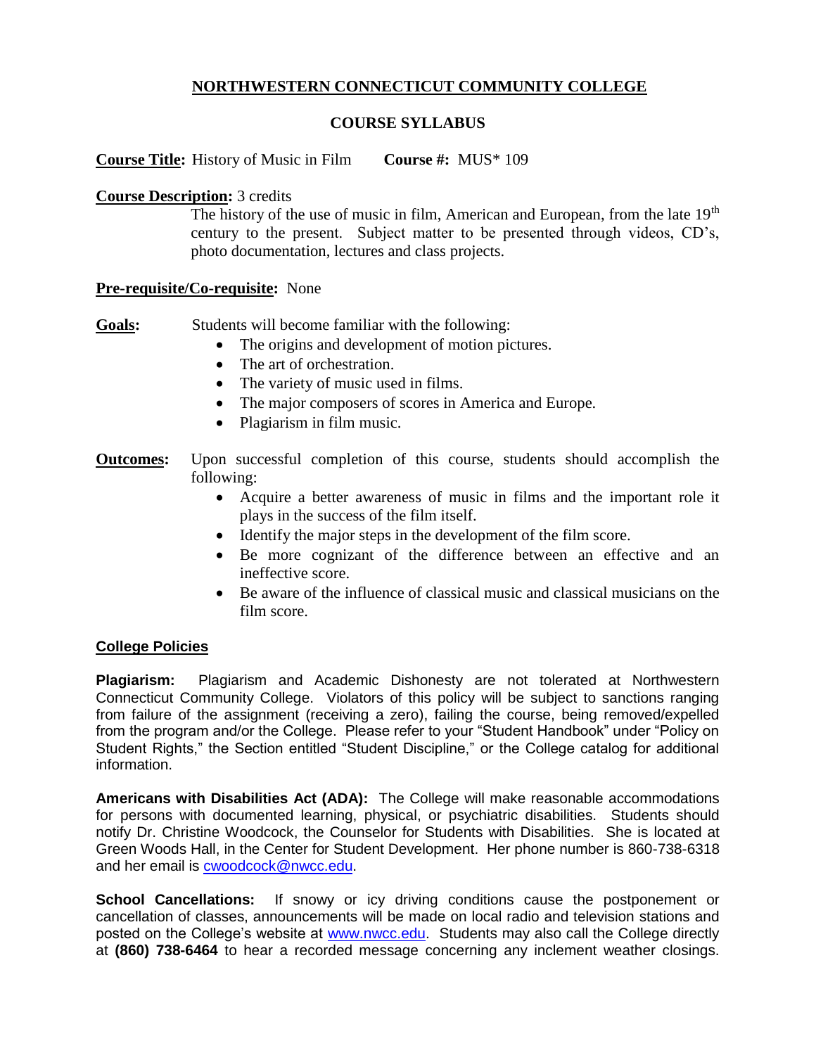# NORTHWESTERN CONNECTICUT COMMUNITY COLLEGE

## COURSE SYLLABUS

**Course Title:** History of Music in Film **Course #:** MUS* 109

**Course Description:** 3 credits

The history of the use of music in film, American and European, from the late 19th century to the present. Subject matter to be presented through videos, CD's, photo documentation, lectures and class projects.

**Pre-requisite/Co-requisite:** None

**Goals:** Students will become familiar with the following:

- The origins and development of motion pictures.
- The art of orchestration.
- The variety of music used in films.
- The major composers of scores in America and Europe.
- Plagiarism in film music.

**Outcomes:** Upon successful completion of this course, students should accomplish the following:

- Acquire a better awareness of music in films and the important role it plays in the success of the film itself.
- Identify the major steps in the development of the film score.
- Be more cognizant of the difference between an effective and an ineffective score.
- Be aware of the influence of classical music and classical musicians on the film score.

### College Policies

**Plagiarism:** Plagiarism and Academic Dishonesty are not tolerated at Northwestern Connecticut Community College. Violators of this policy will be subject to sanctions ranging from failure of the assignment (receiving a zero), failing the course, being removed/expelled from the program and/or the College. Please refer to your "Student Handbook" under "Policy on Student Rights," the Section entitled "Student Discipline," or the College catalog for additional information.

**Americans with Disabilities Act (ADA):** The College will make reasonable accommodations for persons with documented learning, physical, or psychiatric disabilities. Students should notify Dr. Christine Woodcock, the Counselor for Students with Disabilities. She is located at Green Woods Hall, in the Center for Student Development. Her phone number is 860-738-6318 and her email is cwoodcock@nwcc.edu.

**School Cancellations:** If snowy or icy driving conditions cause the postponement or cancellation of classes, announcements will be made on local radio and television stations and posted on the College's website at www.nwcc.edu. Students may also call the College directly at **(860) 738-6464** to hear a recorded message concerning any inclement weather closings.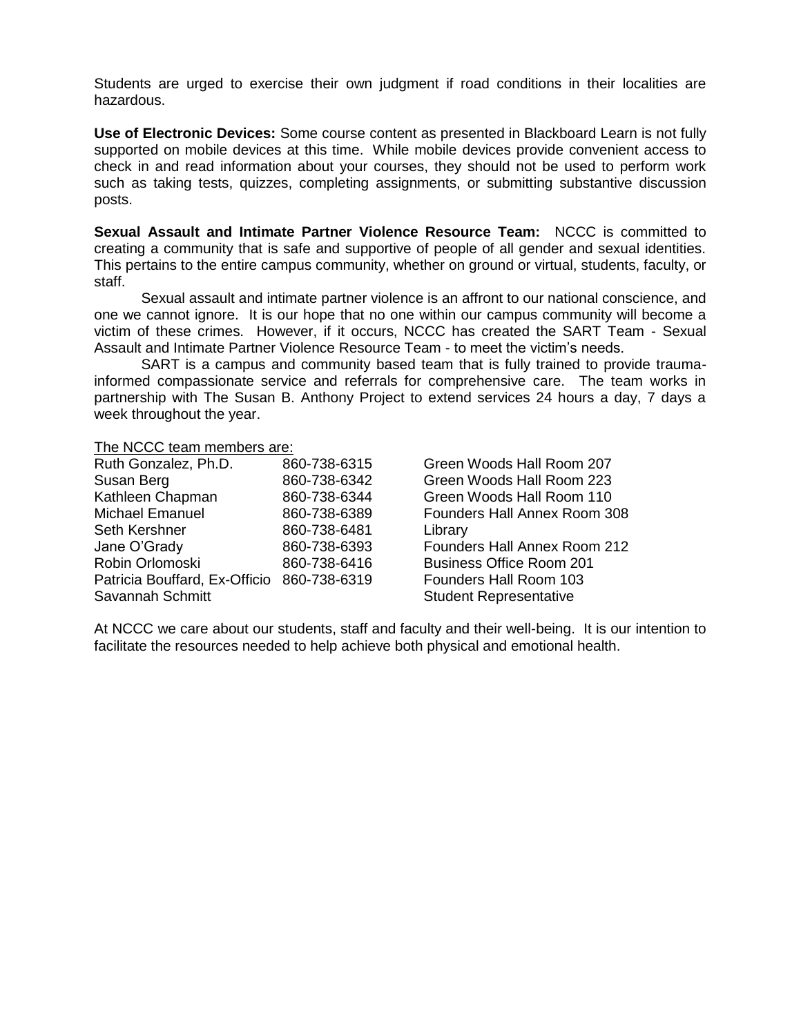Students are urged to exercise their own judgment if road conditions in their localities are hazardous.

**Use of Electronic Devices:** Some course content as presented in Blackboard Learn is not fully supported on mobile devices at this time. While mobile devices provide convenient access to check in and read information about your courses, they should not be used to perform work such as taking tests, quizzes, completing assignments, or submitting substantive discussion posts.

**Sexual Assault and Intimate Partner Violence Resource Team:** NCCC is committed to creating a community that is safe and supportive of people of all gender and sexual identities. This pertains to the entire campus community, whether on ground or virtual, students, faculty, or staff.

Sexual assault and intimate partner violence is an affront to our national conscience, and one we cannot ignore. It is our hope that no one within our campus community will become a victim of these crimes. However, if it occurs, NCCC has created the SART Team - Sexual Assault and Intimate Partner Violence Resource Team - to meet the victim's needs.

SART is a campus and community based team that is fully trained to provide trauma-informed compassionate service and referrals for comprehensive care. The team works in partnership with The Susan B. Anthony Project to extend services 24 hours a day, 7 days a week throughout the year.

The NCCC team members are:

| | | |
|---|---|---|
| Ruth Gonzalez, Ph.D. | 860-738-6315 | Green Woods Hall Room 207 |
| Susan Berg | 860-738-6342 | Green Woods Hall Room 223 |
| Kathleen Chapman | 860-738-6344 | Green Woods Hall Room 110 |
| Michael Emanuel | 860-738-6389 | Founders Hall Annex Room 308 |
| Seth Kershner | 860-738-6481 | Library |
| Jane O'Grady | 860-738-6393 | Founders Hall Annex Room 212 |
| Robin Orlomoski | 860-738-6416 | Business Office Room 201 |
| Patricia Bouffard, Ex-Officio | 860-738-6319 | Founders Hall Room 103 |
| Savannah Schmitt | | Student Representative |

At NCCC we care about our students, staff and faculty and their well-being. It is our intention to facilitate the resources needed to help achieve both physical and emotional health.